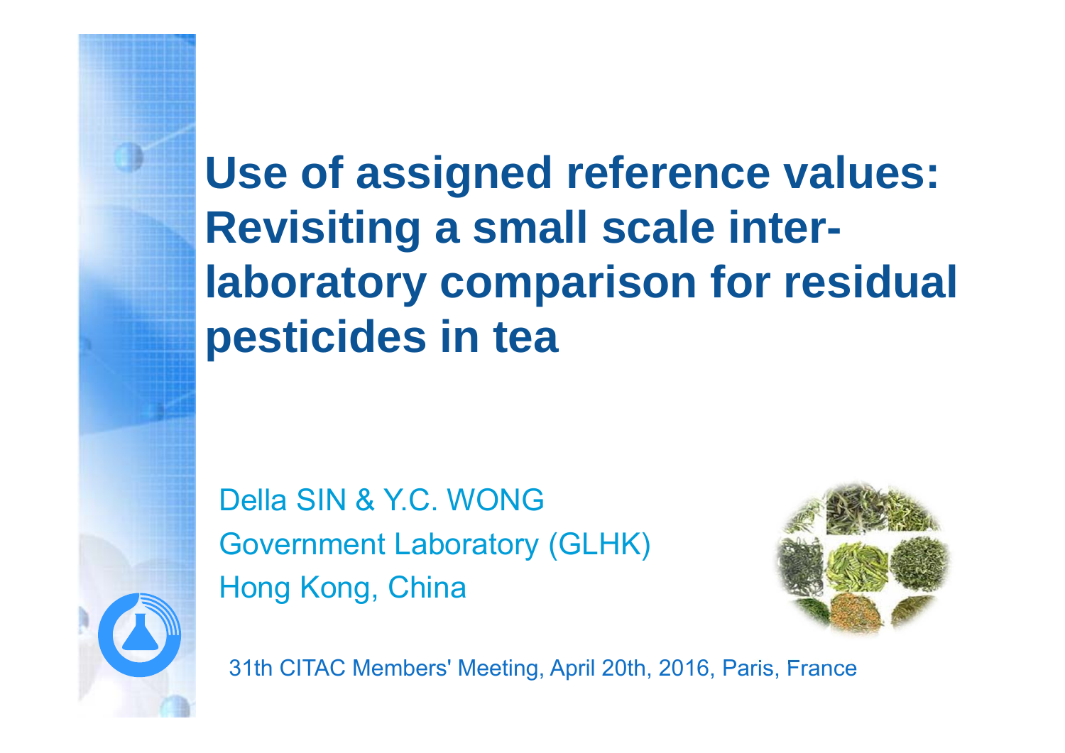# Use of assigned reference values: Revisiting a small scale inter-laboratory comparison for residual pesticides in tea

Della SIN & Y.C. WONG

Government Laboratory (GLHK)

Hong Kong, China

31th CITAC Members' Meeting, April 20th, 2016, Paris, France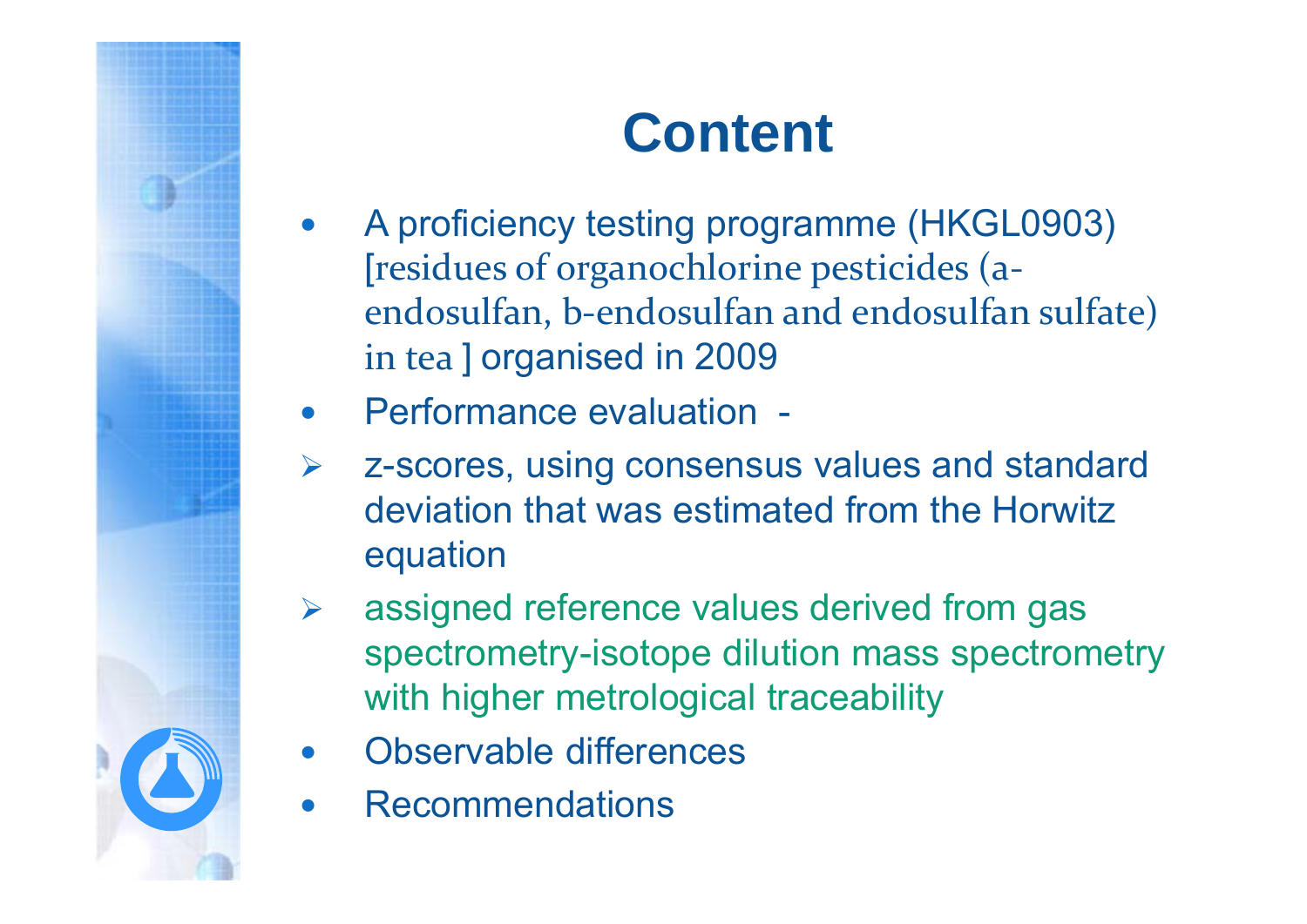# Content

- A proficiency testing programme (HKGL0903) [residues of organochlorine pesticides (a-endosulfan, b-endosulfan and endosulfan sulfate) in tea ] organised in 2009
- Performance evaluation -
  - z-scores, using consensus values and standard deviation that was estimated from the Horwitz equation
  - assigned reference values derived from gas spectrometry-isotope dilution mass spectrometry with higher metrological traceability
- Observable differences
- Recommendations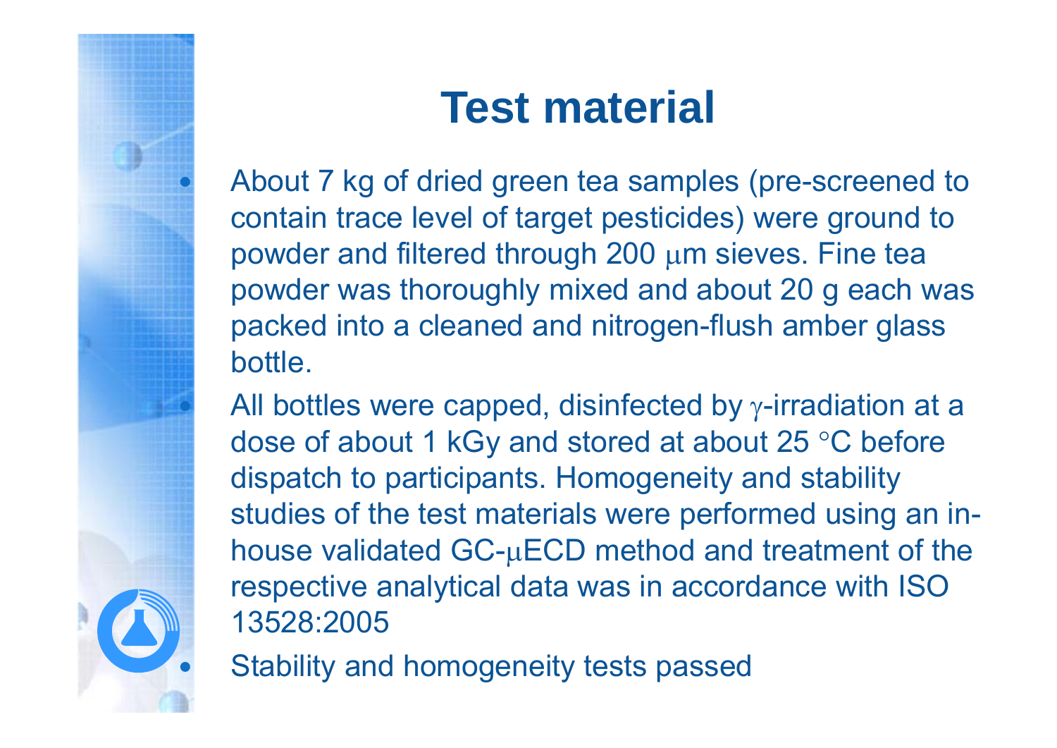# Test material

- About 7 kg of dried green tea samples (pre-screened to contain trace level of target pesticides) were ground to powder and filtered through 200 μm sieves. Fine tea powder was thoroughly mixed and about 20 g each was packed into a cleaned and nitrogen-flush amber glass bottle.
- All bottles were capped, disinfected by γ-irradiation at a dose of about 1 kGy and stored at about 25 °C before dispatch to participants. Homogeneity and stability studies of the test materials were performed using an in-house validated GC-μECD method and treatment of the respective analytical data was in accordance with ISO 13528:2005
- Stability and homogeneity tests passed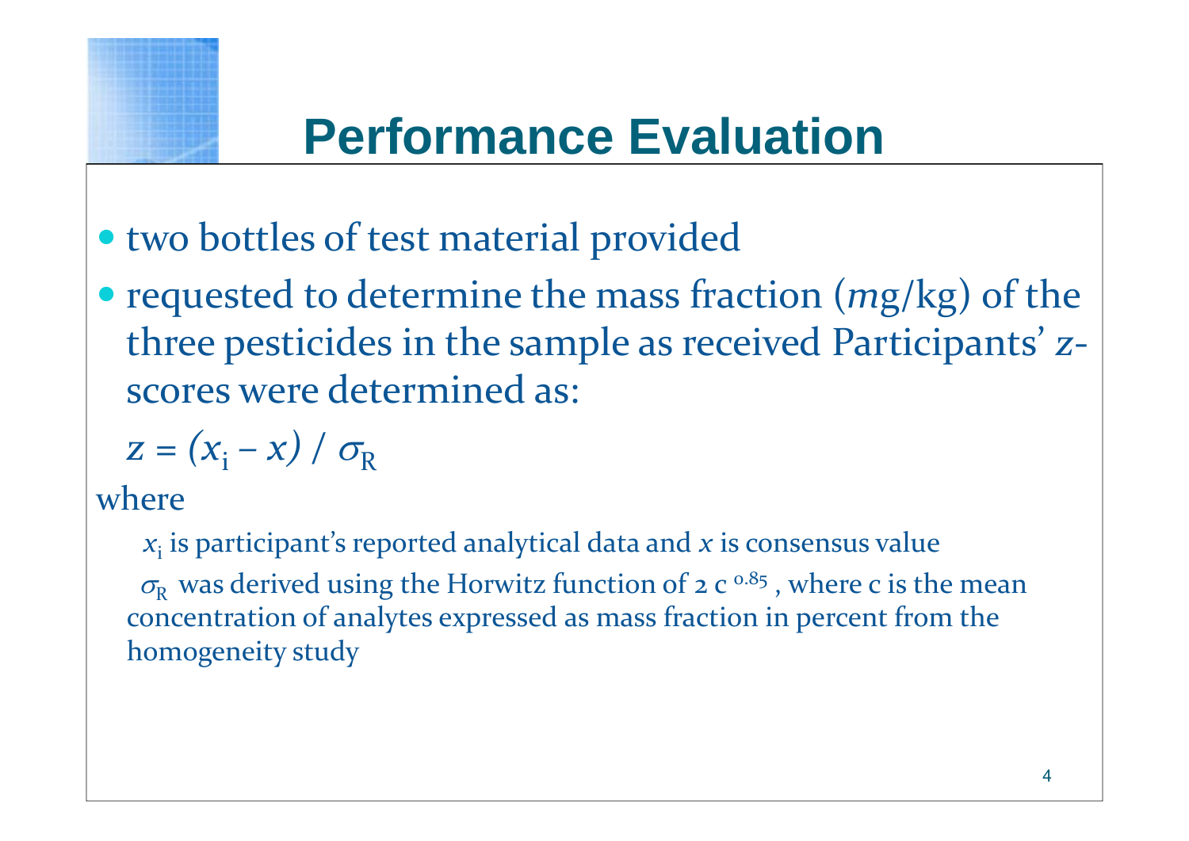# Performance Evaluation

- two bottles of test material provided
- requested to determine the mass fraction (*m*g/kg) of the three pesticides in the sample as received Participants' *z*-scores were determined as:

  $z = (x_i - x) / \sigma_R$

where

$x_i$ is participant's reported analytical data and $x$ is consensus value

$\sigma_R$ was derived using the Horwitz function of $2\ c^{0.85}$, where c is the mean concentration of analytes expressed as mass fraction in percent from the homogeneity study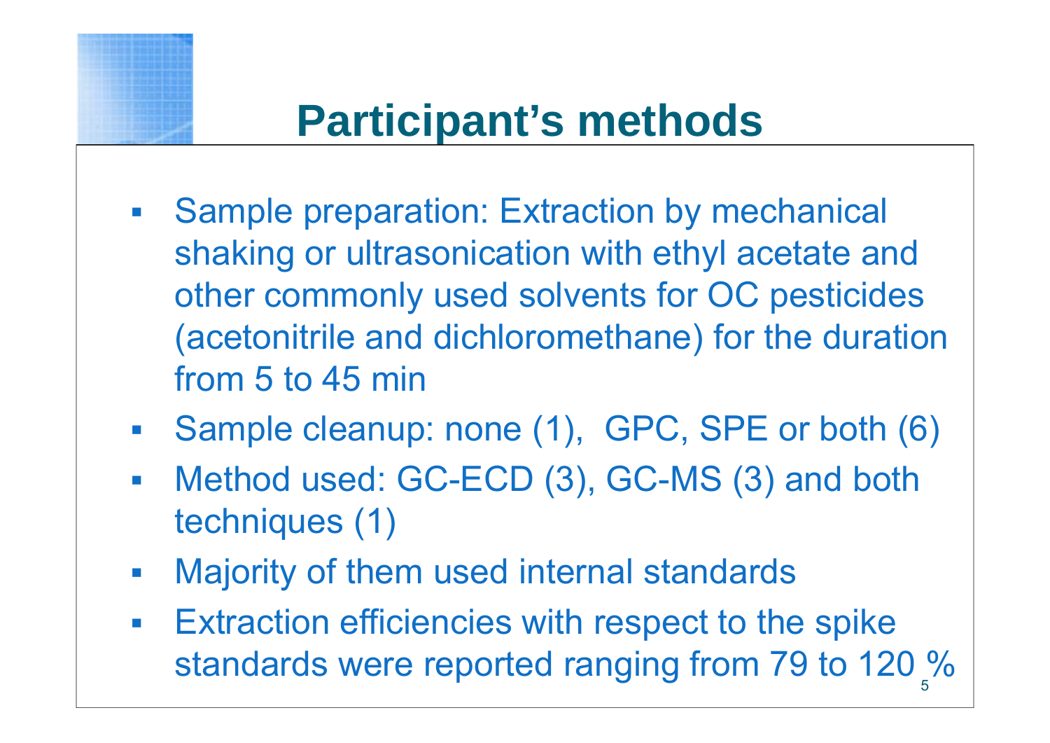# Participant's methods

- Sample preparation: Extraction by mechanical shaking or ultrasonication with ethyl acetate and other commonly used solvents for OC pesticides (acetonitrile and dichloromethane) for the duration from 5 to 45 min
- Sample cleanup: none (1), GPC, SPE or both (6)
- Method used: GC-ECD (3), GC-MS (3) and both techniques (1)
- Majority of them used internal standards
- Extraction efficiencies with respect to the spike standards were reported ranging from 79 to 120 %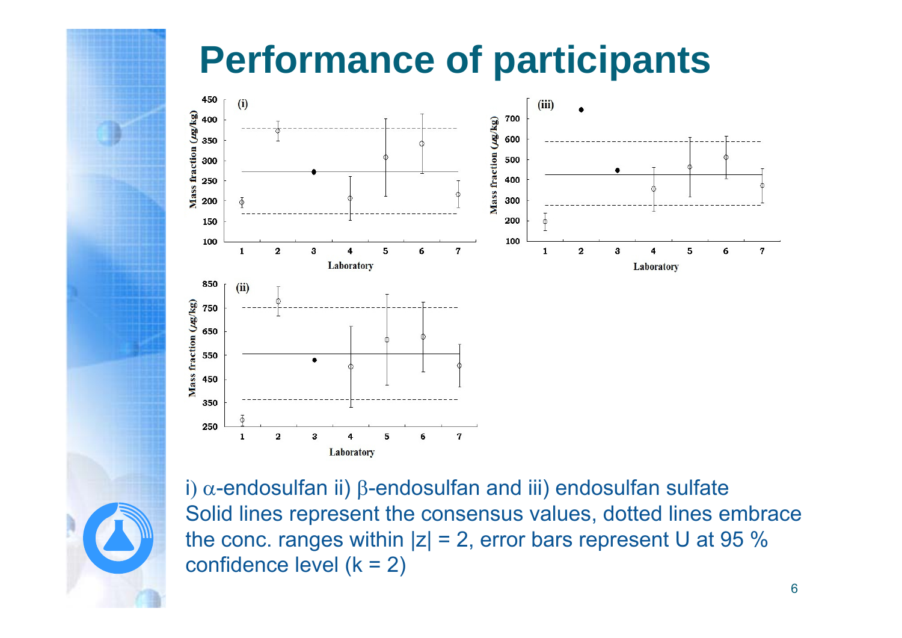# Performance of participants

i) $\alpha$-endosulfan ii) $\beta$-endosulfan and iii) endosulfan sulfate
Solid lines represent the consensus values, dotted lines embrace the conc. ranges within $|z| = 2$, error bars represent U at 95 % confidence level ($k = 2$)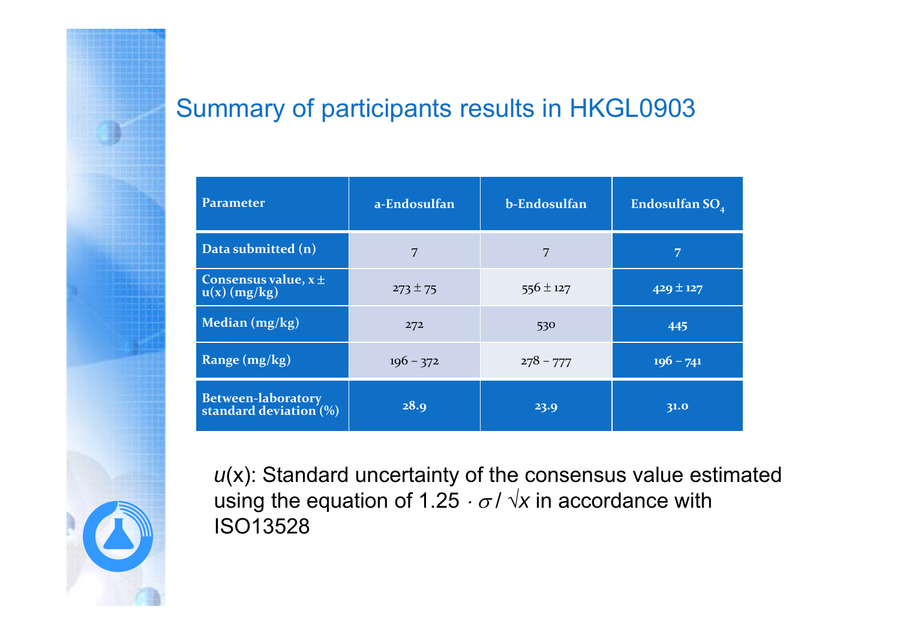## Summary of participants results in HKGL0903

| Parameter | a-Endosulfan | b-Endosulfan | Endosulfan $SO_4$ |
|---|---|---|---|
| Data submitted (n) | 7 | 7 | 7 |
| Consensus value, x ± u(x) (mg/kg) | 273 ± 75 | 556 ± 127 | 429 ± 127 |
| Median (mg/kg) | 272 | 530 | 445 |
| Range (mg/kg) | 196 – 372 | 278 – 777 | 196 – 741 |
| Between-laboratory standard deviation (%) | 28.9 | 23.9 | 31.0 |

$u$(x): Standard uncertainty of the consensus value estimated using the equation of $1.25 \cdot \sigma / \sqrt{x}$ in accordance with ISO13528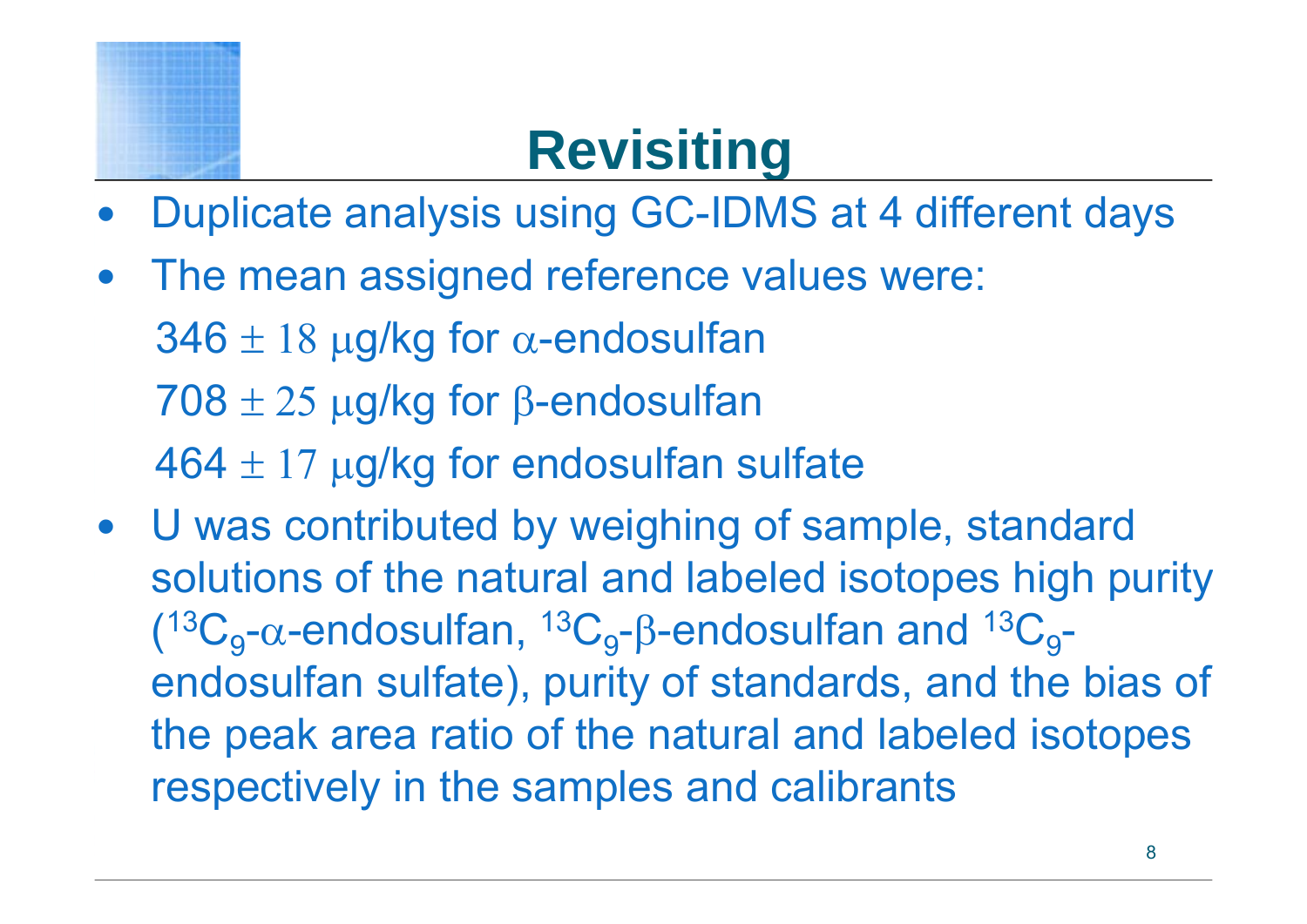# Revisiting

- Duplicate analysis using GC-IDMS at 4 different days
- The mean assigned reference values were:

  346 $\pm$ 18 $\mu$g/kg for $\alpha$-endosulfan

  708 $\pm$ 25 $\mu$g/kg for $\beta$-endosulfan

  464 $\pm$ 17 $\mu$g/kg for endosulfan sulfate
- U was contributed by weighing of sample, standard solutions of the natural and labeled isotopes high purity ($^{13}C_9$-$\alpha$-endosulfan, $^{13}C_9$-$\beta$-endosulfan and $^{13}C_9$-endosulfan sulfate), purity of standards, and the bias of the peak area ratio of the natural and labeled isotopes respectively in the samples and calibrants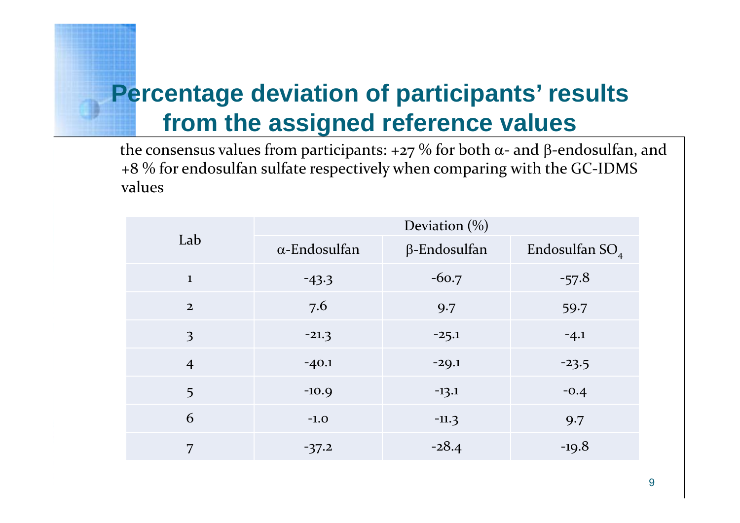# Percentage deviation of participants' results from the assigned reference values

the consensus values from participants: +27 % for both α- and β-endosulfan, and +8 % for endosulfan sulfate respectively when comparing with the GC-IDMS values

| Lab | Deviation (%) | | |
|---|---|---|---|
| | α-Endosulfan | β-Endosulfan | Endosulfan $SO_4$ |
| 1 | -43.3 | -60.7 | -57.8 |
| 2 | 7.6 | 9.7 | 59.7 |
| 3 | -21.3 | -25.1 | -4.1 |
| 4 | -40.1 | -29.1 | -23.5 |
| 5 | -10.9 | -13.1 | -0.4 |
| 6 | -1.0 | -11.3 | 9.7 |
| 7 | -37.2 | -28.4 | -19.8 |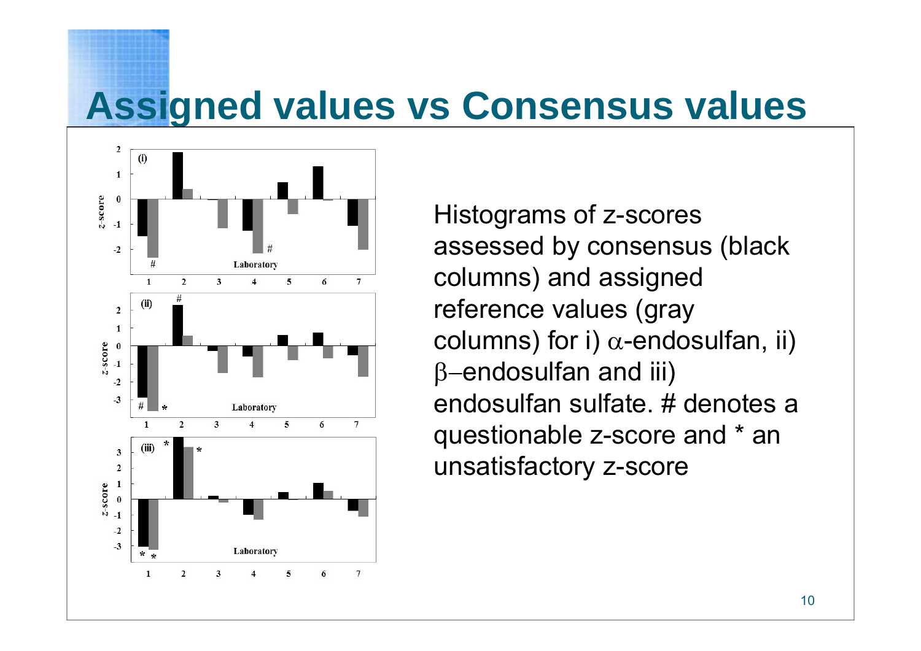# Assigned values vs Consensus values

Histograms of z-scores assessed by consensus (black columns) and assigned reference values (gray columns) for i) $\alpha$-endosulfan, ii) $\beta$–endosulfan and iii) endosulfan sulfate. # denotes a questionable z-score and * an unsatisfactory z-score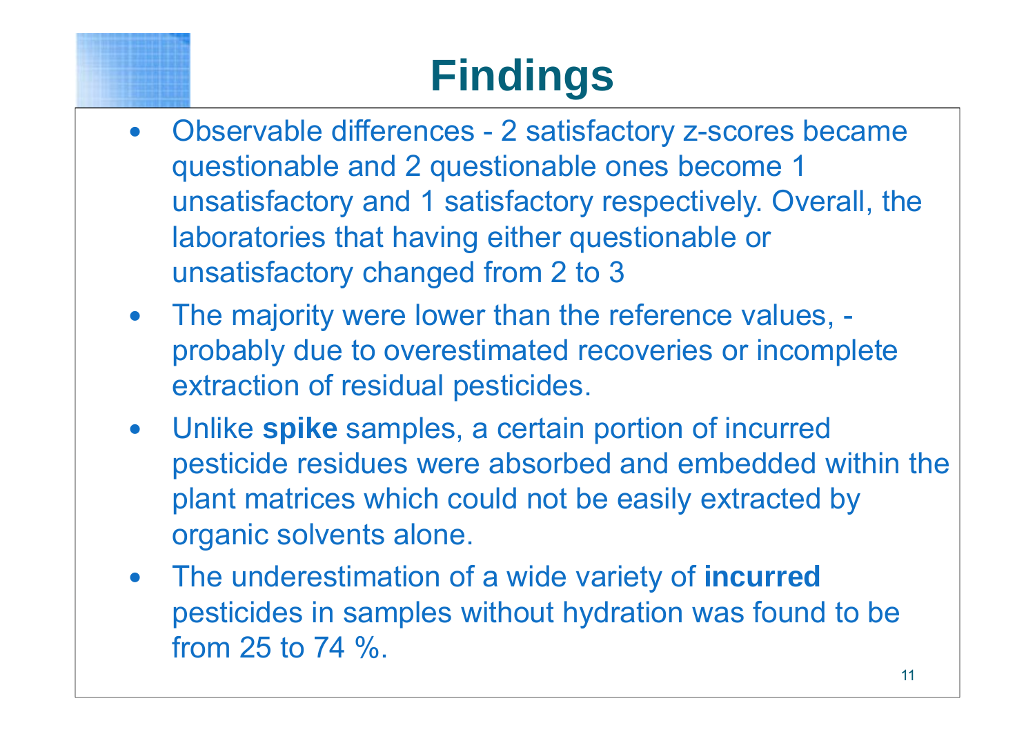# Findings

- Observable differences - 2 satisfactory z-scores became questionable and 2 questionable ones become 1 unsatisfactory and 1 satisfactory respectively. Overall, the laboratories that having either questionable or unsatisfactory changed from 2 to 3
- The majority were lower than the reference values, - probably due to overestimated recoveries or incomplete extraction of residual pesticides.
- Unlike **spike** samples, a certain portion of incurred pesticide residues were absorbed and embedded within the plant matrices which could not be easily extracted by organic solvents alone.
- The underestimation of a wide variety of **incurred** pesticides in samples without hydration was found to be from 25 to 74 %.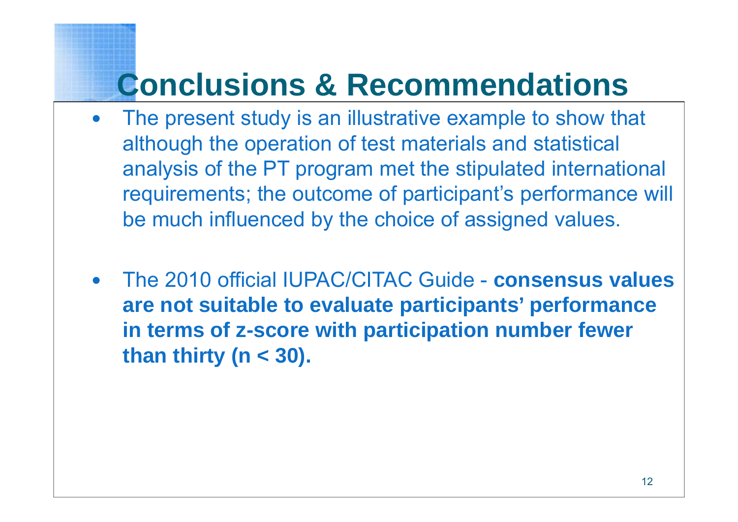# Conclusions & Recommendations

- The present study is an illustrative example to show that although the operation of test materials and statistical analysis of the PT program met the stipulated international requirements; the outcome of participant's performance will be much influenced by the choice of assigned values.

- The 2010 official IUPAC/CITAC Guide - **consensus values are not suitable to evaluate participants' performance in terms of z-score with participation number fewer than thirty (n < 30).**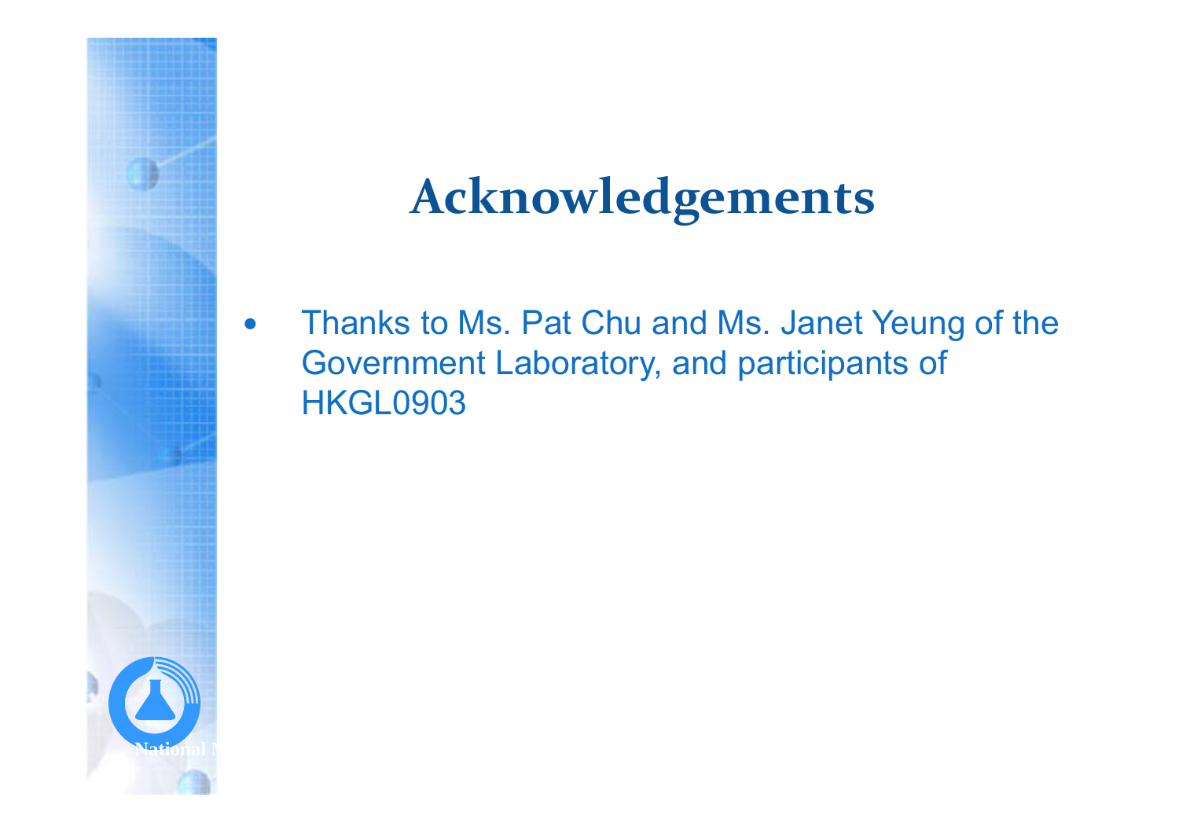# Acknowledgements

- Thanks to Ms. Pat Chu and Ms. Janet Yeung of the Government Laboratory, and participants of HKGL0903